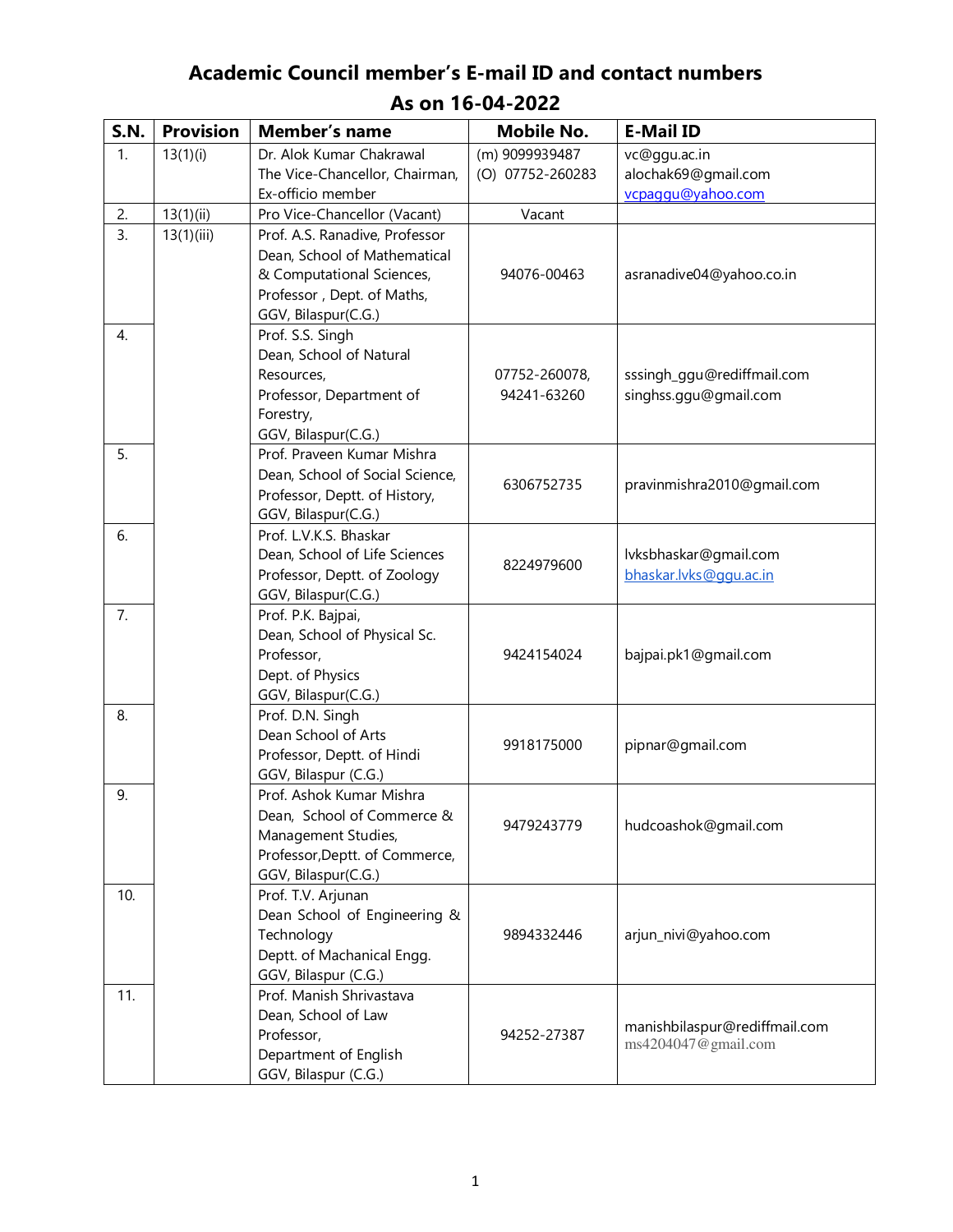# Academic Council member's E-mail ID and contact numbers

## As on 16-04-2022

| S.N. | Provision | Member's name | Mobile No. | E-Mail ID |
|---|---|---|---|---|
| 1. | 13(1)(i) | Dr. Alok Kumar Chakrawal The Vice-Chancellor, Chairman, Ex-officio member | (m) 9099939487 (O) 07752-260283 | vc@ggu.ac.in alochak69@gmail.com vcpaggu@yahoo.com |
| 2. | 13(1)(ii) | Pro Vice-Chancellor (Vacant) | Vacant | |
| 3. | 13(1)(iii) | Prof. A.S. Ranadive, Professor Dean, School of Mathematical & Computational Sciences, Professor , Dept. of Maths, GGV, Bilaspur(C.G.) | 94076-00463 | asranadive04@yahoo.co.in |
| 4. | | Prof. S.S. Singh Dean, School of Natural Resources, Professor, Department of Forestry, GGV, Bilaspur(C.G.) | 07752-260078, 94241-63260 | sssingh_ggu@rediffmail.com singhss.ggu@gmail.com |
| 5. | | Prof. Praveen Kumar Mishra Dean, School of Social Science, Professor, Deptt. of History, GGV, Bilaspur(C.G.) | 6306752735 | pravinmishra2010@gmail.com |
| 6. | | Prof. L.V.K.S. Bhaskar Dean, School of Life Sciences Professor, Deptt. of Zoology GGV, Bilaspur(C.G.) | 8224979600 | lvksbhaskar@gmail.com bhaskar.lvks@ggu.ac.in |
| 7. | | Prof. P.K. Bajpai, Dean, School of Physical Sc. Professor, Dept. of Physics GGV, Bilaspur(C.G.) | 9424154024 | bajpai.pk1@gmail.com |
| 8. | | Prof. D.N. Singh Dean School of Arts Professor, Deptt. of Hindi GGV, Bilaspur (C.G.) | 9918175000 | pipnar@gmail.com |
| 9. | | Prof. Ashok Kumar Mishra Dean, School of Commerce & Management Studies, Professor,Deptt. of Commerce, GGV, Bilaspur(C.G.) | 9479243779 | hudcoashok@gmail.com |
| 10. | | Prof. T.V. Arjunan Dean School of Engineering & Technology Deptt. of Machanical Engg. GGV, Bilaspur (C.G.) | 9894332446 | arjun_nivi@yahoo.com |
| 11. | | Prof. Manish Shrivastava Dean, School of Law Professor, Department of English GGV, Bilaspur (C.G.) | 94252-27387 | manishbilaspur@rediffmail.com ms4204047@gmail.com |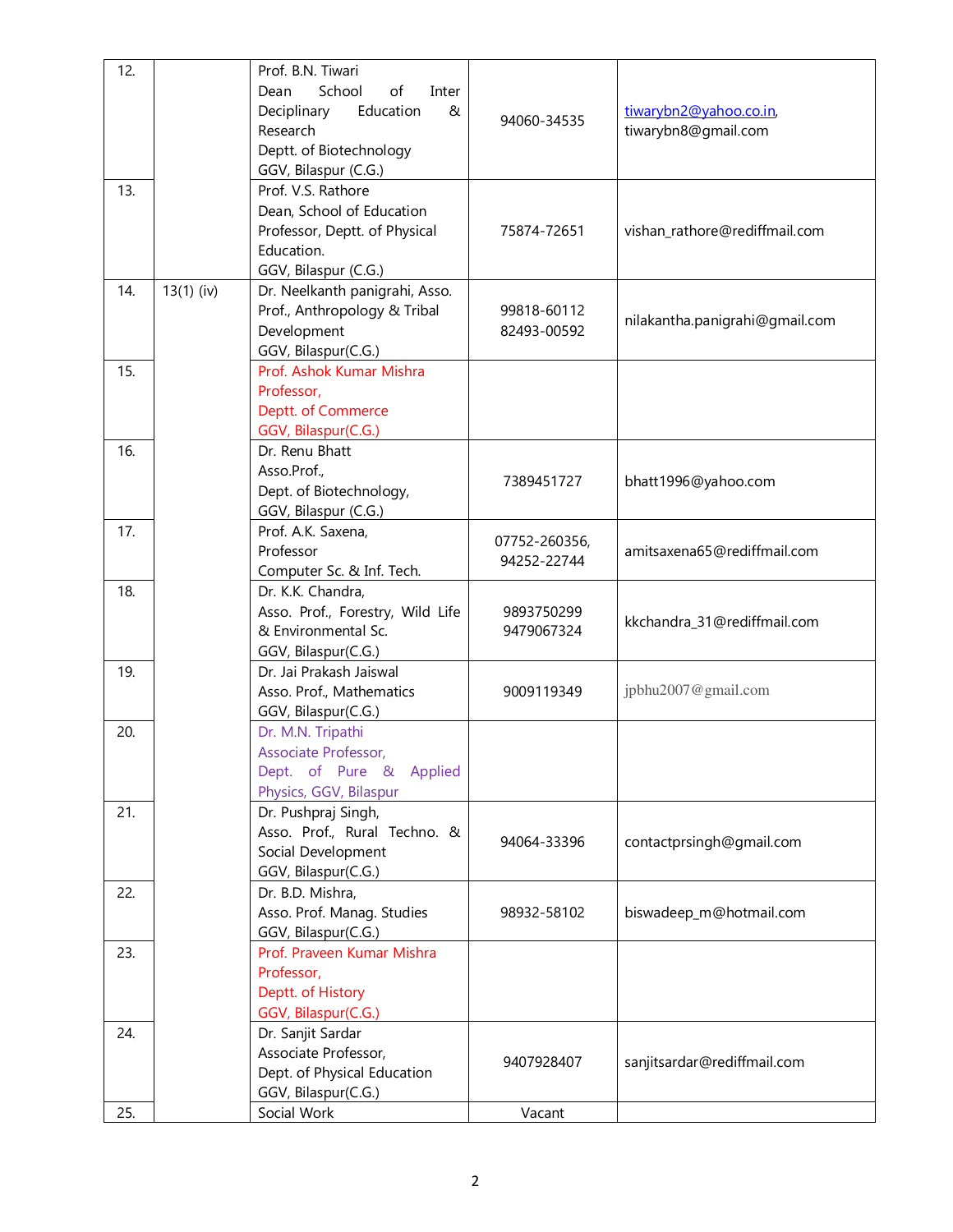| 12. | | Prof. B.N. Tiwari<br>Dean School of Inter Deciplinary Education & Research<br>Deptt. of Biotechnology<br>GGV, Bilaspur (C.G.) | 94060-34535 | tiwarybn2@yahoo.co.in, tiwarybn8@gmail.com |
|---|---|---|---|---|
| 13. | | Prof. V.S. Rathore<br>Dean, School of Education<br>Professor, Deptt. of Physical Education.<br>GGV, Bilaspur (C.G.) | 75874-72651 | vishan_rathore@rediffmail.com |
| 14. | 13(1) (iv) | Dr. Neelkanth panigrahi, Asso. Prof., Anthropology & Tribal Development<br>GGV, Bilaspur(C.G.) | 99818-60112<br>82493-00592 | nilakantha.panigrahi@gmail.com |
| 15. | | Prof. Ashok Kumar Mishra<br>Professor,<br>Deptt. of Commerce<br>GGV, Bilaspur(C.G.) | | |
| 16. | | Dr. Renu Bhatt<br>Asso.Prof.,<br>Dept. of Biotechnology,<br>GGV, Bilaspur (C.G.) | 7389451727 | bhatt1996@yahoo.com |
| 17. | | Prof. A.K. Saxena,<br>Professor<br>Computer Sc. & Inf. Tech. | 07752-260356,<br>94252-22744 | amitsaxena65@rediffmail.com |
| 18. | | Dr. K.K. Chandra,<br>Asso. Prof., Forestry, Wild Life & Environmental Sc.<br>GGV, Bilaspur(C.G.) | 9893750299<br>9479067324 | kkchandra_31@rediffmail.com |
| 19. | | Dr. Jai Prakash Jaiswal<br>Asso. Prof., Mathematics<br>GGV, Bilaspur(C.G.) | 9009119349 | jpbhu2007@gmail.com |
| 20. | | Dr. M.N. Tripathi<br>Associate Professor,<br>Dept. of Pure & Applied Physics, GGV, Bilaspur | | |
| 21. | | Dr. Pushpraj Singh,<br>Asso. Prof., Rural Techno. & Social Development<br>GGV, Bilaspur(C.G.) | 94064-33396 | contactprsingh@gmail.com |
| 22. | | Dr. B.D. Mishra,<br>Asso. Prof. Manag. Studies<br>GGV, Bilaspur(C.G.) | 98932-58102 | biswadeep_m@hotmail.com |
| 23. | | Prof. Praveen Kumar Mishra<br>Professor,<br>Deptt. of History<br>GGV, Bilaspur(C.G.) | | |
| 24. | | Dr. Sanjit Sardar<br>Associate Professor,<br>Dept. of Physical Education<br>GGV, Bilaspur(C.G.) | 9407928407 | sanjitsardar@rediffmail.com |
| 25. | | Social Work | Vacant | |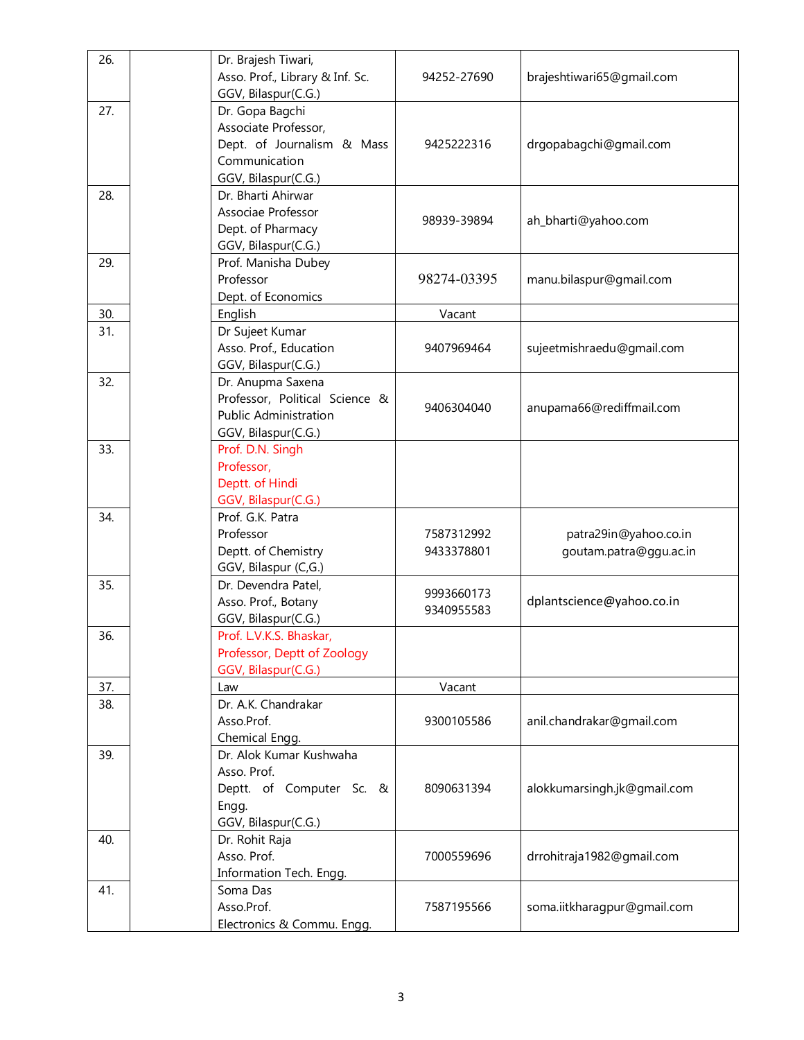| 26. | | Dr. Brajesh Tiwari, Asso. Prof., Library & Inf. Sc. GGV, Bilaspur(C.G.) | 94252-27690 | brajeshtiwari65@gmail.com |
|---|---|---|---|---|
| 27. | | Dr. Gopa Bagchi Associate Professor, Dept. of Journalism & Mass Communication GGV, Bilaspur(C.G.) | 9425222316 | drgopabagchi@gmail.com |
| 28. | | Dr. Bharti Ahirwar Associae Professor Dept. of Pharmacy GGV, Bilaspur(C.G.) | 98939-39894 | ah_bharti@yahoo.com |
| 29. | | Prof. Manisha Dubey Professor Dept. of Economics | 98274-03395 | manu.bilaspur@gmail.com |
| 30. | | English | Vacant | |
| 31. | | Dr Sujeet Kumar Asso. Prof., Education GGV, Bilaspur(C.G.) | 9407969464 | sujeetmishraedu@gmail.com |
| 32. | | Dr. Anupma Saxena Professor, Political Science & Public Administration GGV, Bilaspur(C.G.) | 9406304040 | anupama66@rediffmail.com |
| 33. | | Prof. D.N. Singh Professor, Deptt. of Hindi GGV, Bilaspur(C.G.) | | |
| 34. | | Prof. G.K. Patra Professor Deptt. of Chemistry GGV, Bilaspur (C,G.) | 7587312992 9433378801 | patra29in@yahoo.co.in goutam.patra@ggu.ac.in |
| 35. | | Dr. Devendra Patel, Asso. Prof., Botany GGV, Bilaspur(C.G.) | 9993660173 9340955583 | dplantscience@yahoo.co.in |
| 36. | | Prof. L.V.K.S. Bhaskar, Professor, Deptt of Zoology GGV, Bilaspur(C.G.) | | |
| 37. | | Law | Vacant | |
| 38. | | Dr. A.K. Chandrakar Asso.Prof. Chemical Engg. | 9300105586 | anil.chandrakar@gmail.com |
| 39. | | Dr. Alok Kumar Kushwaha Asso. Prof. Deptt. of Computer Sc. & Engg. GGV, Bilaspur(C.G.) | 8090631394 | alokkumarsingh.jk@gmail.com |
| 40. | | Dr. Rohit Raja Asso. Prof. Information Tech. Engg. | 7000559696 | drrohitraja1982@gmail.com |
| 41. | | Soma Das Asso.Prof. Electronics & Commu. Engg. | 7587195566 | soma.iitkharagpur@gmail.com |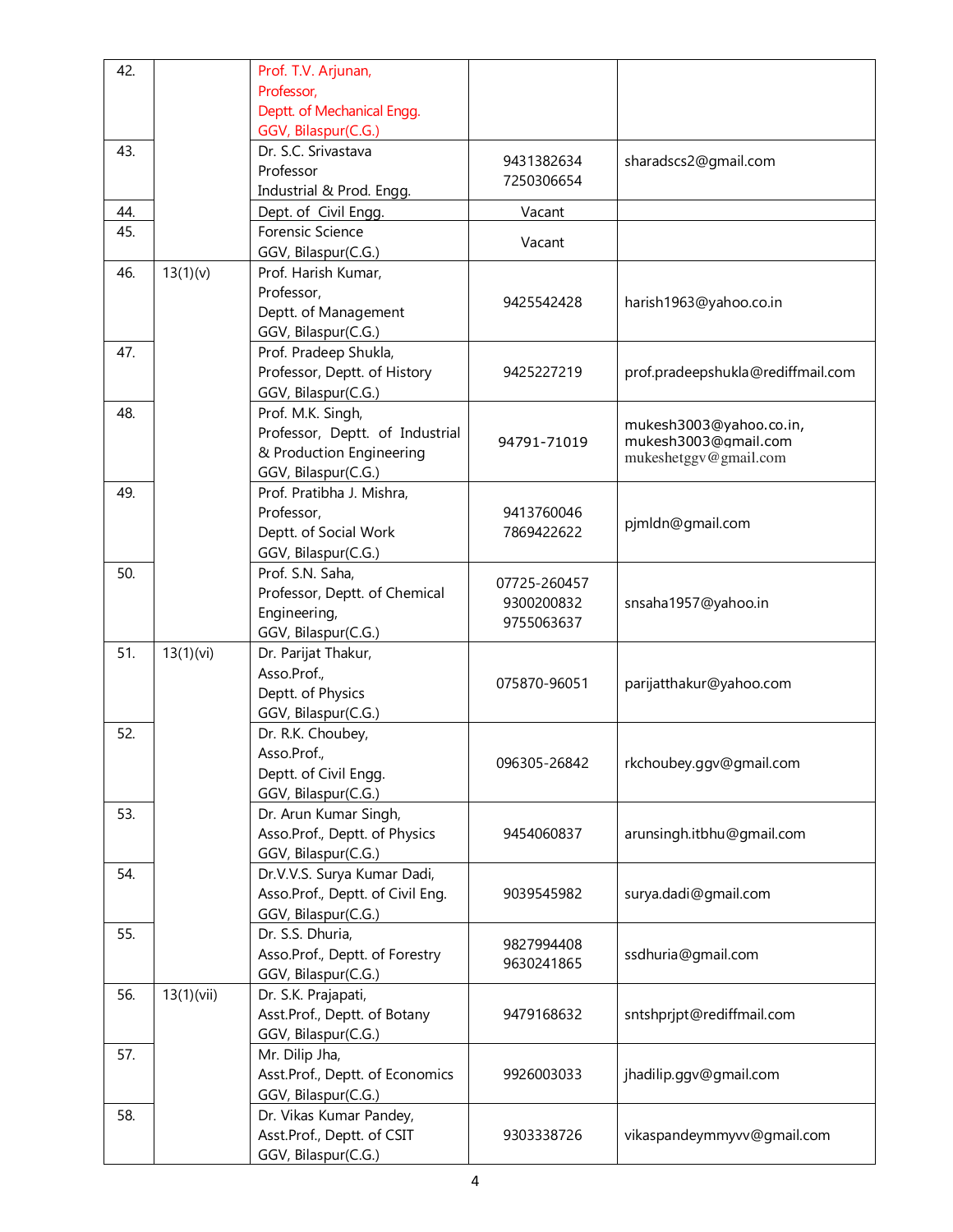| | | | | |
|---|---|---|---|---|
| 42. | | Prof. T.V. Arjunan, Professor, Deptt. of Mechanical Engg. GGV, Bilaspur(C.G.) | | |
| 43. | | Dr. S.C. Srivastava Professor Industrial & Prod. Engg. | 9431382634 7250306654 | sharadscs2@gmail.com |
| 44. | | Dept. of Civil Engg. | Vacant | |
| 45. | | Forensic Science GGV, Bilaspur(C.G.) | Vacant | |
| 46. | 13(1)(v) | Prof. Harish Kumar, Professor, Deptt. of Management GGV, Bilaspur(C.G.) | 9425542428 | harish1963@yahoo.co.in |
| 47. | | Prof. Pradeep Shukla, Professor, Deptt. of History GGV, Bilaspur(C.G.) | 9425227219 | prof.pradeepshukla@rediffmail.com |
| 48. | | Prof. M.K. Singh, Professor, Deptt. of Industrial & Production Engineering GGV, Bilaspur(C.G.) | 94791-71019 | mukesh3003@yahoo.co.in, mukesh3003@gmail.com mukeshetggv@gmail.com |
| 49. | | Prof. Pratibha J. Mishra, Professor, Deptt. of Social Work GGV, Bilaspur(C.G.) | 9413760046 7869422622 | pjmldn@gmail.com |
| 50. | | Prof. S.N. Saha, Professor, Deptt. of Chemical Engineering, GGV, Bilaspur(C.G.) | 07725-260457 9300200832 9755063637 | snsaha1957@yahoo.in |
| 51. | 13(1)(vi) | Dr. Parijat Thakur, Asso.Prof., Deptt. of Physics GGV, Bilaspur(C.G.) | 075870-96051 | parijatthakur@yahoo.com |
| 52. | | Dr. R.K. Choubey, Asso.Prof., Deptt. of Civil Engg. GGV, Bilaspur(C.G.) | 096305-26842 | rkchoubey.ggv@gmail.com |
| 53. | | Dr. Arun Kumar Singh, Asso.Prof., Deptt. of Physics GGV, Bilaspur(C.G.) | 9454060837 | arunsingh.itbhu@gmail.com |
| 54. | | Dr.V.V.S. Surya Kumar Dadi, Asso.Prof., Deptt. of Civil Eng. GGV, Bilaspur(C.G.) | 9039545982 | surya.dadi@gmail.com |
| 55. | | Dr. S.S. Dhuria, Asso.Prof., Deptt. of Forestry GGV, Bilaspur(C.G.) | 9827994408 9630241865 | ssdhuria@gmail.com |
| 56. | 13(1)(vii) | Dr. S.K. Prajapati, Asst.Prof., Deptt. of Botany GGV, Bilaspur(C.G.) | 9479168632 | sntshprjpt@rediffmail.com |
| 57. | | Mr. Dilip Jha, Asst.Prof., Deptt. of Economics GGV, Bilaspur(C.G.) | 9926003033 | jhadilip.ggv@gmail.com |
| 58. | | Dr. Vikas Kumar Pandey, Asst.Prof., Deptt. of CSIT GGV, Bilaspur(C.G.) | 9303338726 | vikaspandeymmyvv@gmail.com |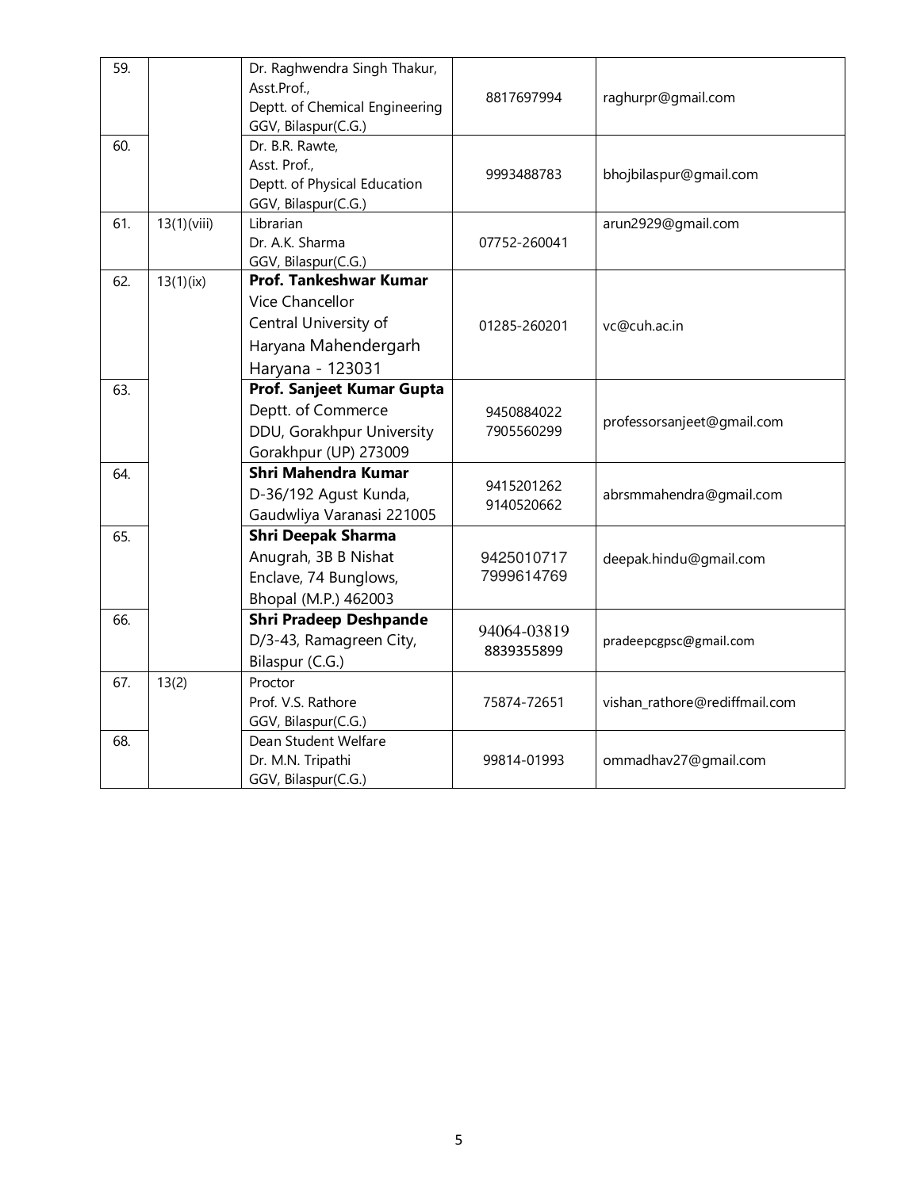| | | | | |
|---|---|---|---|---|
| 59. | | Dr. Raghwendra Singh Thakur, Asst.Prof., Deptt. of Chemical Engineering GGV, Bilaspur(C.G.) | 8817697994 | raghurpr@gmail.com |
| 60. | | Dr. B.R. Rawte, Asst. Prof., Deptt. of Physical Education GGV, Bilaspur(C.G.) | 9993488783 | bhojbilaspur@gmail.com |
| 61. | 13(1)(viii) | Librarian Dr. A.K. Sharma GGV, Bilaspur(C.G.) | 07752-260041 | arun2929@gmail.com |
| 62. | 13(1)(ix) | **Prof. Tankeshwar Kumar** Vice Chancellor Central University of Haryana Mahendergarh Haryana - 123031 | 01285-260201 | vc@cuh.ac.in |
| 63. | | **Prof. Sanjeet Kumar Gupta** Deptt. of Commerce DDU, Gorakhpur University Gorakhpur (UP) 273009 | 9450884022 7905560299 | professorsanjeet@gmail.com |
| 64. | | **Shri Mahendra Kumar** D-36/192 Agust Kunda, Gaudwliya Varanasi 221005 | 9415201262 9140520662 | abrsmmahendra@gmail.com |
| 65. | | **Shri Deepak Sharma** Anugrah, 3B B Nishat Enclave, 74 Bunglows, Bhopal (M.P.) 462003 | 9425010717 7999614769 | deepak.hindu@gmail.com |
| 66. | | **Shri Pradeep Deshpande** D/3-43, Ramagreen City, Bilaspur (C.G.) | 94064-03819 8839355899 | pradeepcgpsc@gmail.com |
| 67. | 13(2) | Proctor Prof. V.S. Rathore GGV, Bilaspur(C.G.) | 75874-72651 | vishan_rathore@rediffmail.com |
| 68. | | Dean Student Welfare Dr. M.N. Tripathi GGV, Bilaspur(C.G.) | 99814-01993 | ommadhav27@gmail.com |